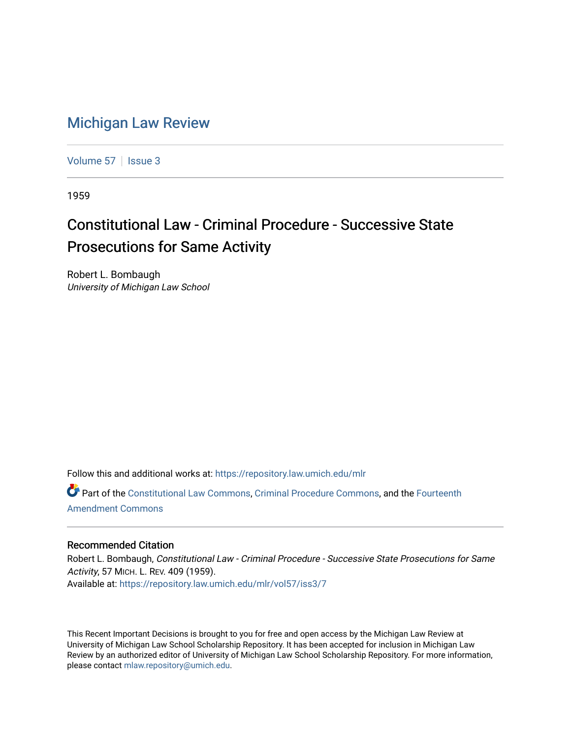# Michigan Law Review

Volume 57 | Issue 3

1959

## Constitutional Law - Criminal Procedure - Successive State Prosecutions for Same Activity

Robert L. Bombaugh
*University of Michigan Law School*

Follow this and additional works at: https://repository.law.umich.edu/mlr

Part of the Constitutional Law Commons, Criminal Procedure Commons, and the Fourteenth Amendment Commons

### Recommended Citation

Robert L. Bombaugh, *Constitutional Law - Criminal Procedure - Successive State Prosecutions for Same Activity*, 57 MICH. L. REV. 409 (1959).
Available at: https://repository.law.umich.edu/mlr/vol57/iss3/7

This Recent Important Decisions is brought to you for free and open access by the Michigan Law Review at University of Michigan Law School Scholarship Repository. It has been accepted for inclusion in Michigan Law Review by an authorized editor of University of Michigan Law School Scholarship Repository. For more information, please contact mlaw.repository@umich.edu.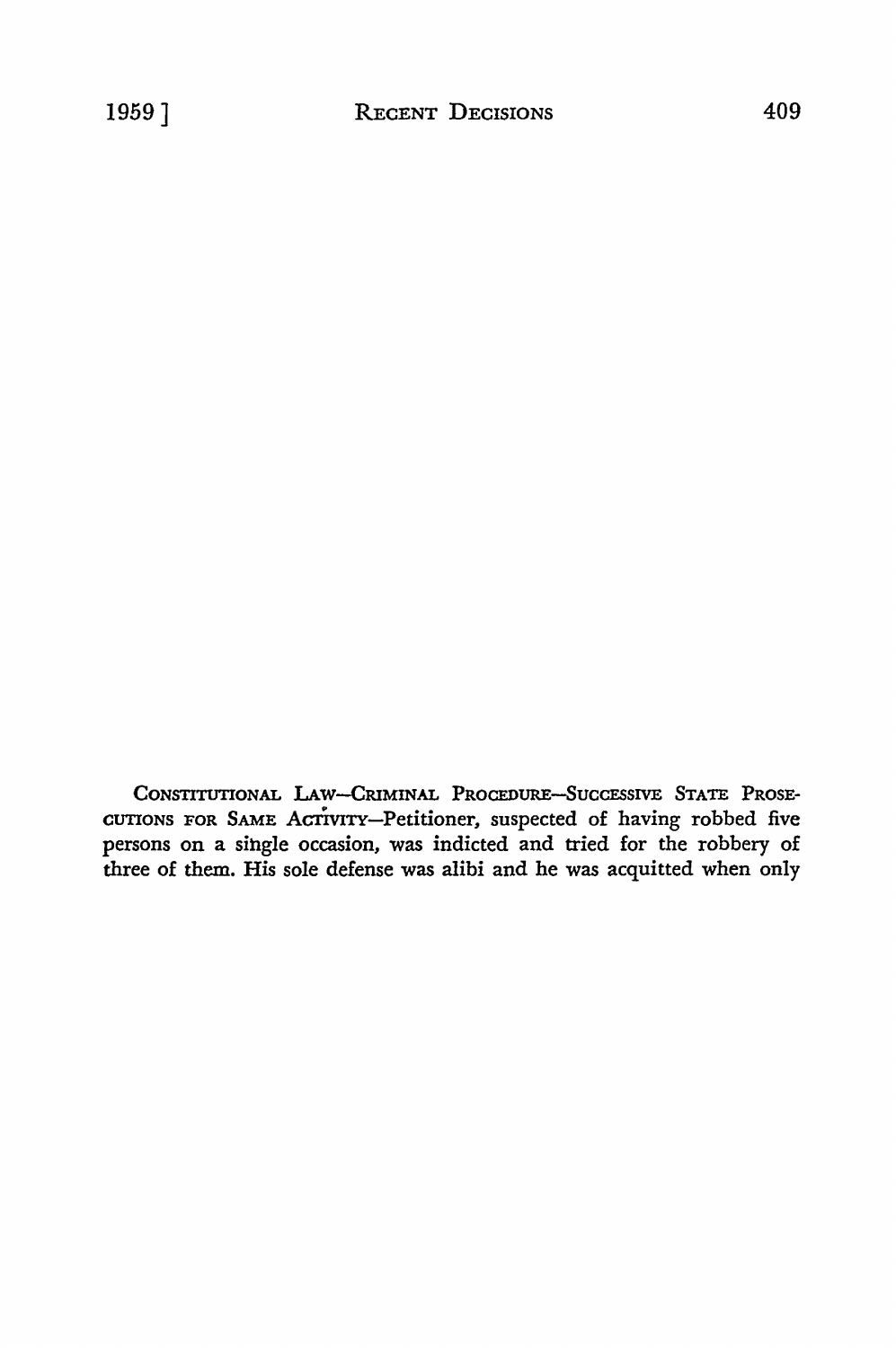CONSTITUTIONAL LAW—CRIMINAL PROCEDURE—SUCCESSIVE STATE PROSECUTIONS FOR SAME ACTIVITY—Petitioner, suspected of having robbed five persons on a single occasion, was indicted and tried for the robbery of three of them. His sole defense was alibi and he was acquitted when only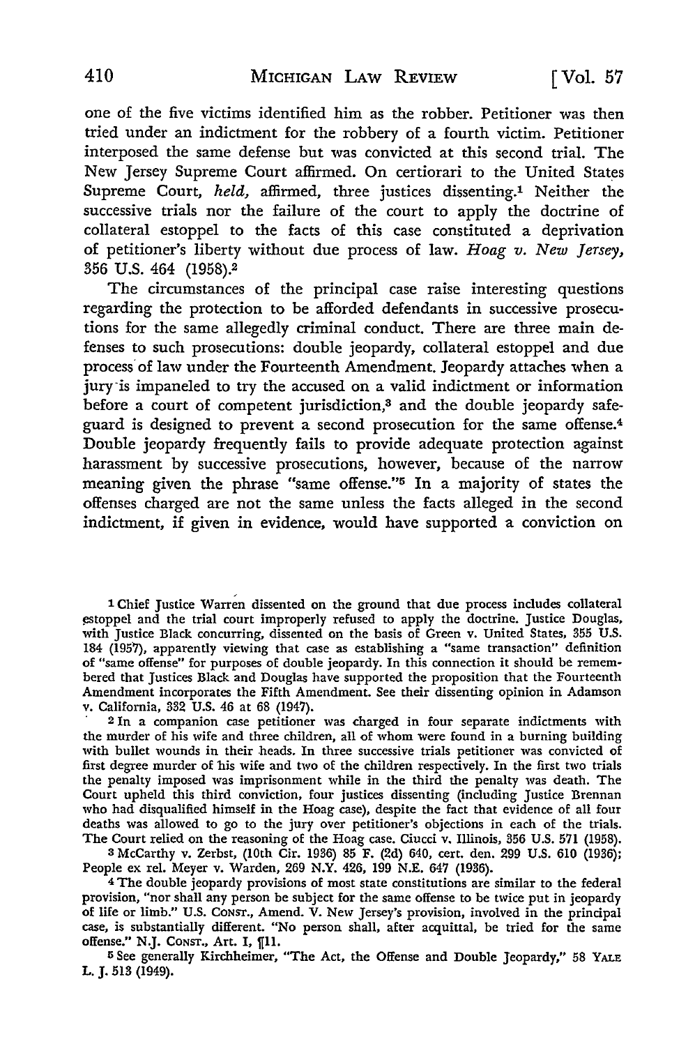one of the five victims identified him as the robber. Petitioner was then tried under an indictment for the robbery of a fourth victim. Petitioner interposed the same defense but was convicted at this second trial. The New Jersey Supreme Court affirmed. On certiorari to the United States Supreme Court, *held,* affirmed, three justices dissenting.[1] Neither the successive trials nor the failure of the court to apply the doctrine of collateral estoppel to the facts of this case constituted a deprivation of petitioner's liberty without due process of law. *Hoag v. New Jersey,* 356 U.S. 464 (1958).[2]

The circumstances of the principal case raise interesting questions regarding the protection to be afforded defendants in successive prosecutions for the same allegedly criminal conduct. There are three main defenses to such prosecutions: double jeopardy, collateral estoppel and due process of law under the Fourteenth Amendment. Jeopardy attaches when a jury is impaneled to try the accused on a valid indictment or information before a court of competent jurisdiction,[3] and the double jeopardy safeguard is designed to prevent a second prosecution for the same offense.[4] Double jeopardy frequently fails to provide adequate protection against harassment by successive prosecutions, however, because of the narrow meaning given the phrase "same offense."[5] In a majority of states the offenses charged are not the same unless the facts alleged in the second indictment, if given in evidence, would have supported a conviction on

---

[1] Chief Justice Warren dissented on the ground that due process includes collateral estoppel and the trial court improperly refused to apply the doctrine. Justice Douglas, with Justice Black concurring, dissented on the basis of Green v. United States, 355 U.S. 184 (1957), apparently viewing that case as establishing a "same transaction" definition of "same offense" for purposes of double jeopardy. In this connection it should be remembered that Justices Black and Douglas have supported the proposition that the Fourteenth Amendment incorporates the Fifth Amendment. See their dissenting opinion in Adamson v. California, 332 U.S. 46 at 68 (1947).

[2] In a companion case petitioner was charged in four separate indictments with the murder of his wife and three children, all of whom were found in a burning building with bullet wounds in their heads. In three successive trials petitioner was convicted of first degree murder of his wife and two of the children respectively. In the first two trials the penalty imposed was imprisonment while in the third the penalty was death. The Court upheld this third conviction, four justices dissenting (including Justice Brennan who had disqualified himself in the Hoag case), despite the fact that evidence of all four deaths was allowed to go to the jury over petitioner's objections in each of the trials. The Court relied on the reasoning of the Hoag case. Ciucci v. Illinois, 356 U.S. 571 (1958).

[3] McCarthy v. Zerbst, (10th Cir. 1936) 85 F. (2d) 640, cert. den. 299 U.S. 610 (1936); People ex rel. Meyer v. Warden, 269 N.Y. 426, 199 N.E. 647 (1936).

[4] The double jeopardy provisions of most state constitutions are similar to the federal provision, "nor shall any person be subject for the same offense to be twice put in jeopardy of life or limb." U.S. CONST., Amend. V. New Jersey's provision, involved in the principal case, is substantially different. "No person shall, after acquittal, be tried for the same offense." N.J. CONST., Art. I, ¶11.

[5] See generally Kirchheimer, "The Act, the Offense and Double Jeopardy," 58 YALE L. J. 513 (1949).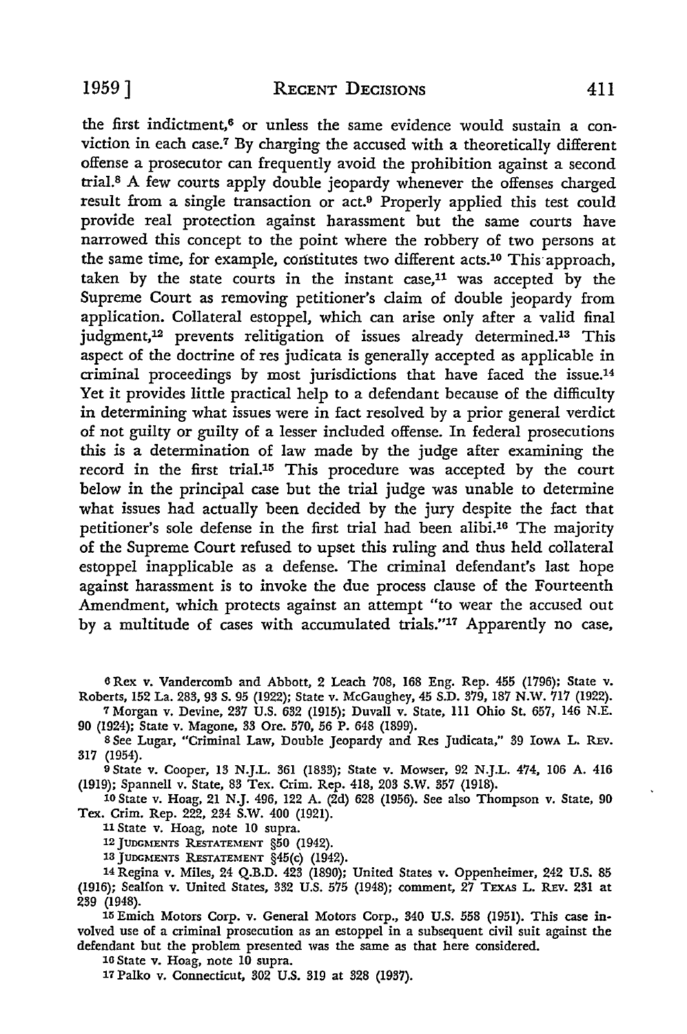the first indictment,[6] or unless the same evidence would sustain a conviction in each case.[7] By charging the accused with a theoretically different offense a prosecutor can frequently avoid the prohibition against a second trial.[8] A few courts apply double jeopardy whenever the offenses charged result from a single transaction or act.[9] Properly applied this test could provide real protection against harassment but the same courts have narrowed this concept to the point where the robbery of two persons at the same time, for example, constitutes two different acts.[10] This approach, taken by the state courts in the instant case,[11] was accepted by the Supreme Court as removing petitioner's claim of double jeopardy from application. Collateral estoppel, which can arise only after a valid final judgment,[12] prevents relitigation of issues already determined.[13] This aspect of the doctrine of res judicata is generally accepted as applicable in criminal proceedings by most jurisdictions that have faced the issue.[14] Yet it provides little practical help to a defendant because of the difficulty in determining what issues were in fact resolved by a prior general verdict of not guilty or guilty of a lesser included offense. In federal prosecutions this is a determination of law made by the judge after examining the record in the first trial.[15] This procedure was accepted by the court below in the principal case but the trial judge was unable to determine what issues had actually been decided by the jury despite the fact that petitioner's sole defense in the first trial had been alibi.[16] The majority of the Supreme Court refused to upset this ruling and thus held collateral estoppel inapplicable as a defense. The criminal defendant's last hope against harassment is to invoke the due process clause of the Fourteenth Amendment, which protects against an attempt "to wear the accused out by a multitude of cases with accumulated trials."[17] Apparently no case,

---

[6] Rex v. Vandercomb and Abbott, 2 Leach 708, 168 Eng. Rep. 455 (1796); State v. Roberts, 152 La. 283, 93 S. 95 (1922); State v. McGaughey, 45 S.D. 379, 187 N.W. 717 (1922).

[7] Morgan v. Devine, 237 U.S. 632 (1915); Duvall v. State, 111 Ohio St. 657, 146 N.E. 90 (1924); State v. Magone, 33 Ore. 570, 56 P. 648 (1899).

[8] See Lugar, "Criminal Law, Double Jeopardy and Res Judicata," 39 IOWA L. REV. 317 (1954).

[9] State v. Cooper, 13 N.J.L. 361 (1833); State v. Mowser, 92 N.J.L. 474, 106 A. 416 (1919); Spannell v. State, 83 Tex. Crim. Rep. 418, 203 S.W. 357 (1918).

[10] State v. Hoag, 21 N.J. 496, 122 A. (2d) 628 (1956). See also Thompson v. State, 90 Tex. Crim. Rep. 222, 234 S.W. 400 (1921).

[11] State v. Hoag, note 10 supra.

[12] JUDGMENTS RESTATEMENT §50 (1942).

[13] JUDGMENTS RESTATEMENT §45(c) (1942).

[14] Regina v. Miles, 24 Q.B.D. 423 (1890); United States v. Oppenheimer, 242 U.S. 85 (1916); Sealfon v. United States, 332 U.S. 575 (1948); comment, 27 TEXAS L. REV. 231 at 239 (1948).

[15] Emich Motors Corp. v. General Motors Corp., 340 U.S. 558 (1951). This case involved use of a criminal prosecution as an estoppel in a subsequent civil suit against the defendant but the problem presented was the same as that here considered.

[16] State v. Hoag, note 10 supra.

[17] Palko v. Connecticut, 302 U.S. 319 at 328 (1937).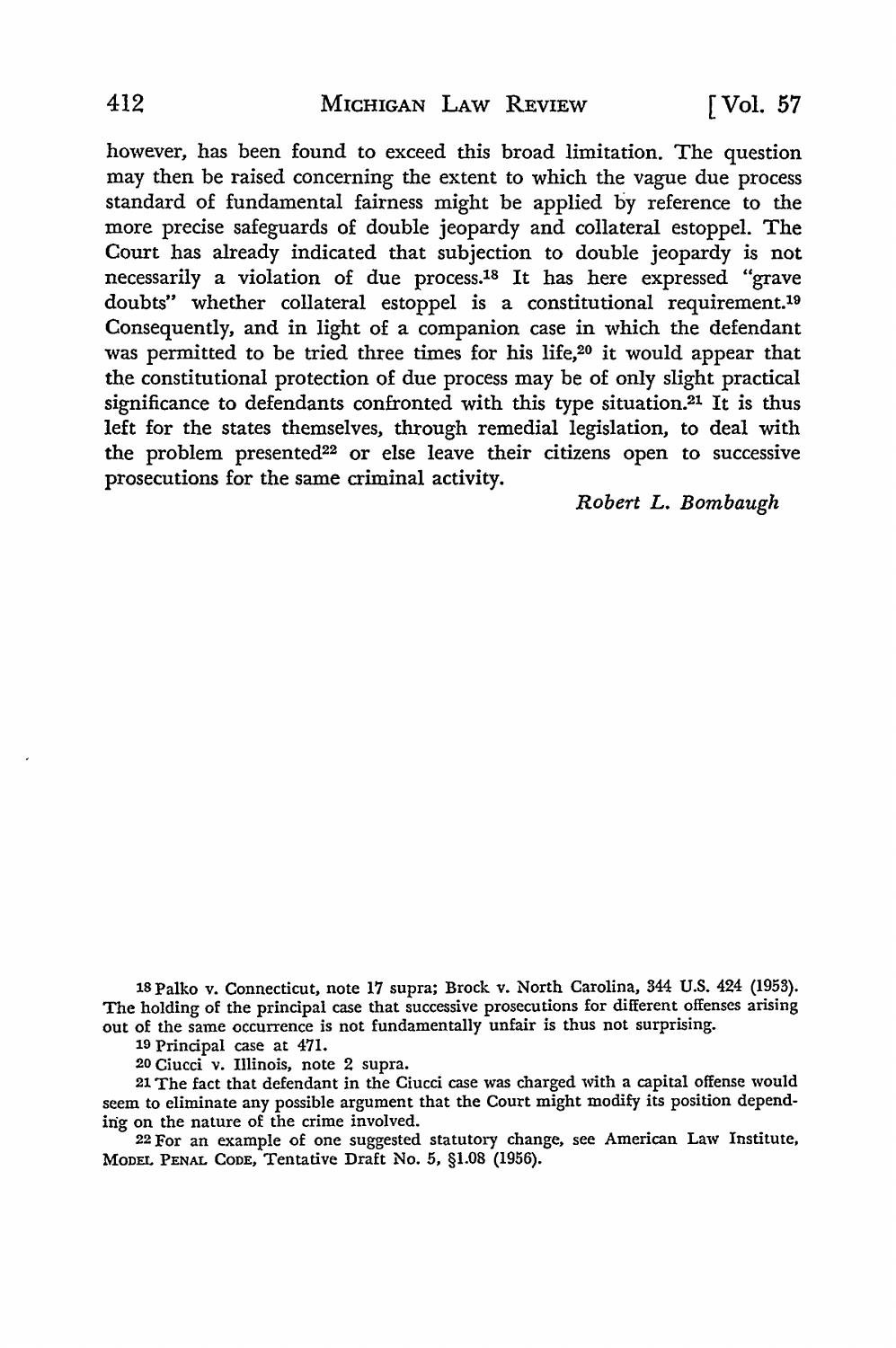however, has been found to exceed this broad limitation. The question may then be raised concerning the extent to which the vague due process standard of fundamental fairness might be applied by reference to the more precise safeguards of double jeopardy and collateral estoppel. The Court has already indicated that subjection to double jeopardy is not necessarily a violation of due process.[18] It has here expressed "grave doubts" whether collateral estoppel is a constitutional requirement.[19] Consequently, and in light of a companion case in which the defendant was permitted to be tried three times for his life,[20] it would appear that the constitutional protection of due process may be of only slight practical significance to defendants confronted with this type situation.[21] It is thus left for the states themselves, through remedial legislation, to deal with the problem presented[22] or else leave their citizens open to successive prosecutions for the same criminal activity.

*Robert L. Bombaugh*

---

[18] Palko v. Connecticut, note 17 supra; Brock v. North Carolina, 344 U.S. 424 (1953). The holding of the principal case that successive prosecutions for different offenses arising out of the same occurrence is not fundamentally unfair is thus not surprising.

[19] Principal case at 471.

[20] Ciucci v. Illinois, note 2 supra.

[21] The fact that defendant in the Ciucci case was charged with a capital offense would seem to eliminate any possible argument that the Court might modify its position depending on the nature of the crime involved.

[22] For an example of one suggested statutory change, see American Law Institute, MODEL PENAL CODE, Tentative Draft No. 5, §1.08 (1956).